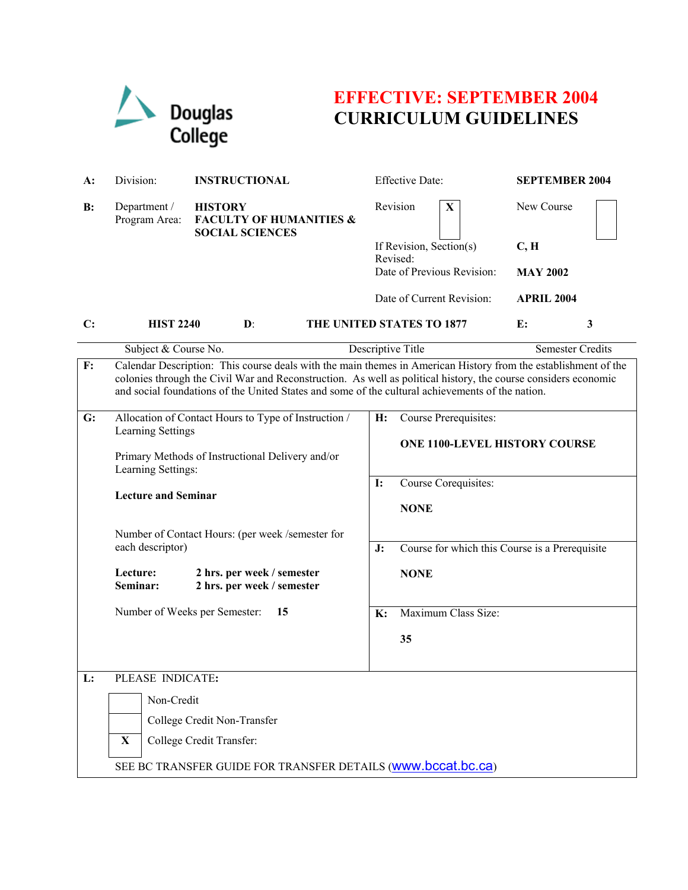Douglas College

# EFFECTIVE: SEPTEMBER 2004
# CURRICULUM GUIDELINES

| | | | | |
|---|---|---|---|---|
| **A:** | Division: **INSTRUCTIONAL** | | Effective Date: | **SEPTEMBER 2004** |
| **B:** | Department / Program Area: **HISTORY FACULTY OF HUMANITIES & SOCIAL SCIENCES** | | Revision **X** | New Course |
| | | | If Revision, Section(s) Revised: | **C, H** |
| | | | Date of Previous Revision: | **MAY 2002** |
| | | | Date of Current Revision: | **APRIL 2004** |

| **C:** | **HIST 2240** | **D:** | **THE UNITED STATES TO 1877** | **E:** | **3** |
|---|---|---|---|---|---|
| | Subject & Course No. | | Descriptive Title | | Semester Credits |

**F:** Calendar Description: This course deals with the main themes in American History from the establishment of the colonies through the Civil War and Reconstruction. As well as political history, the course considers economic and social foundations of the United States and some of the cultural achievements of the nation.

**G:** Allocation of Contact Hours to Type of Instruction / Learning Settings

Primary Methods of Instructional Delivery and/or Learning Settings:

**Lecture and Seminar**

Number of Contact Hours: (per week /semester for each descriptor)

**Lecture:** **2 hrs. per week / semester**
**Seminar:** **2 hrs. per week / semester**

Number of Weeks per Semester: **15**

**H:** Course Prerequisites:

**ONE 1100-LEVEL HISTORY COURSE**

**I:** Course Corequisites:

**NONE**

**J:** Course for which this Course is a Prerequisite

**NONE**

**K:** Maximum Class Size:

**35**

**L:** PLEASE INDICATE**:**

| | |
|---|---|
| | Non-Credit |
| | College Credit Non-Transfer |
| **X** | College Credit Transfer: |

SEE BC TRANSFER GUIDE FOR TRANSFER DETAILS (www.bccat.bc.ca)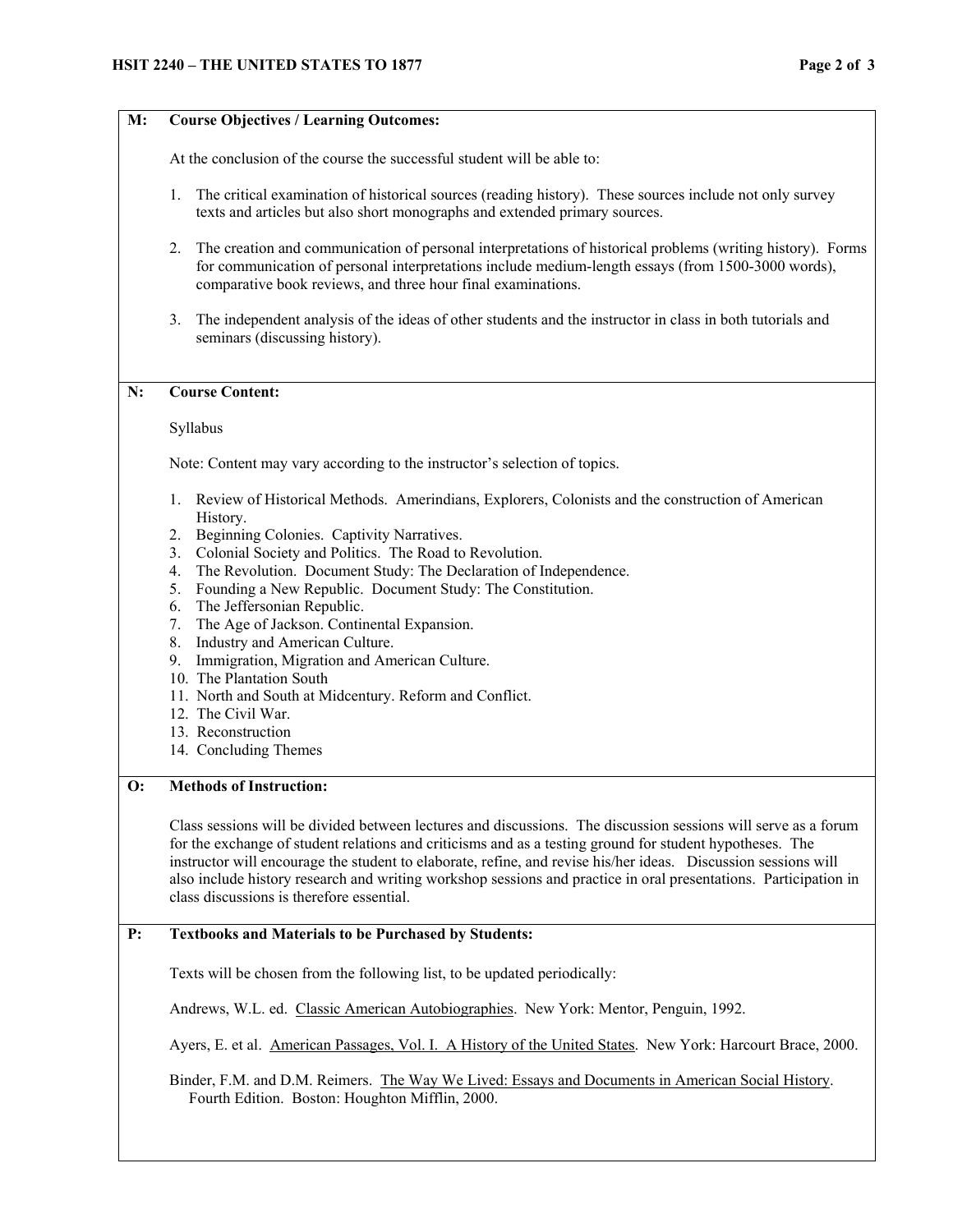**M: Course Objectives / Learning Outcomes:**

At the conclusion of the course the successful student will be able to:

1. The critical examination of historical sources (reading history). These sources include not only survey texts and articles but also short monographs and extended primary sources.

2. The creation and communication of personal interpretations of historical problems (writing history). Forms for communication of personal interpretations include medium-length essays (from 1500-3000 words), comparative book reviews, and three hour final examinations.

3. The independent analysis of the ideas of other students and the instructor in class in both tutorials and seminars (discussing history).

**N: Course Content:**

Syllabus

Note: Content may vary according to the instructor's selection of topics.

1. Review of Historical Methods. Amerindians, Explorers, Colonists and the construction of American History.
2. Beginning Colonies. Captivity Narratives.
3. Colonial Society and Politics. The Road to Revolution.
4. The Revolution. Document Study: The Declaration of Independence.
5. Founding a New Republic. Document Study: The Constitution.
6. The Jeffersonian Republic.
7. The Age of Jackson. Continental Expansion.
8. Industry and American Culture.
9. Immigration, Migration and American Culture.
10. The Plantation South
11. North and South at Midcentury. Reform and Conflict.
12. The Civil War.
13. Reconstruction
14. Concluding Themes

**O: Methods of Instruction:**

Class sessions will be divided between lectures and discussions. The discussion sessions will serve as a forum for the exchange of student relations and criticisms and as a testing ground for student hypotheses. The instructor will encourage the student to elaborate, refine, and revise his/her ideas. Discussion sessions will also include history research and writing workshop sessions and practice in oral presentations. Participation in class discussions is therefore essential.

**P: Textbooks and Materials to be Purchased by Students:**

Texts will be chosen from the following list, to be updated periodically:

Andrews, W.L. ed. Classic American Autobiographies. New York: Mentor, Penguin, 1992.

Ayers, E. et al. American Passages, Vol. I. A History of the United States. New York: Harcourt Brace, 2000.

Binder, F.M. and D.M. Reimers. The Way We Lived: Essays and Documents in American Social History. Fourth Edition. Boston: Houghton Mifflin, 2000.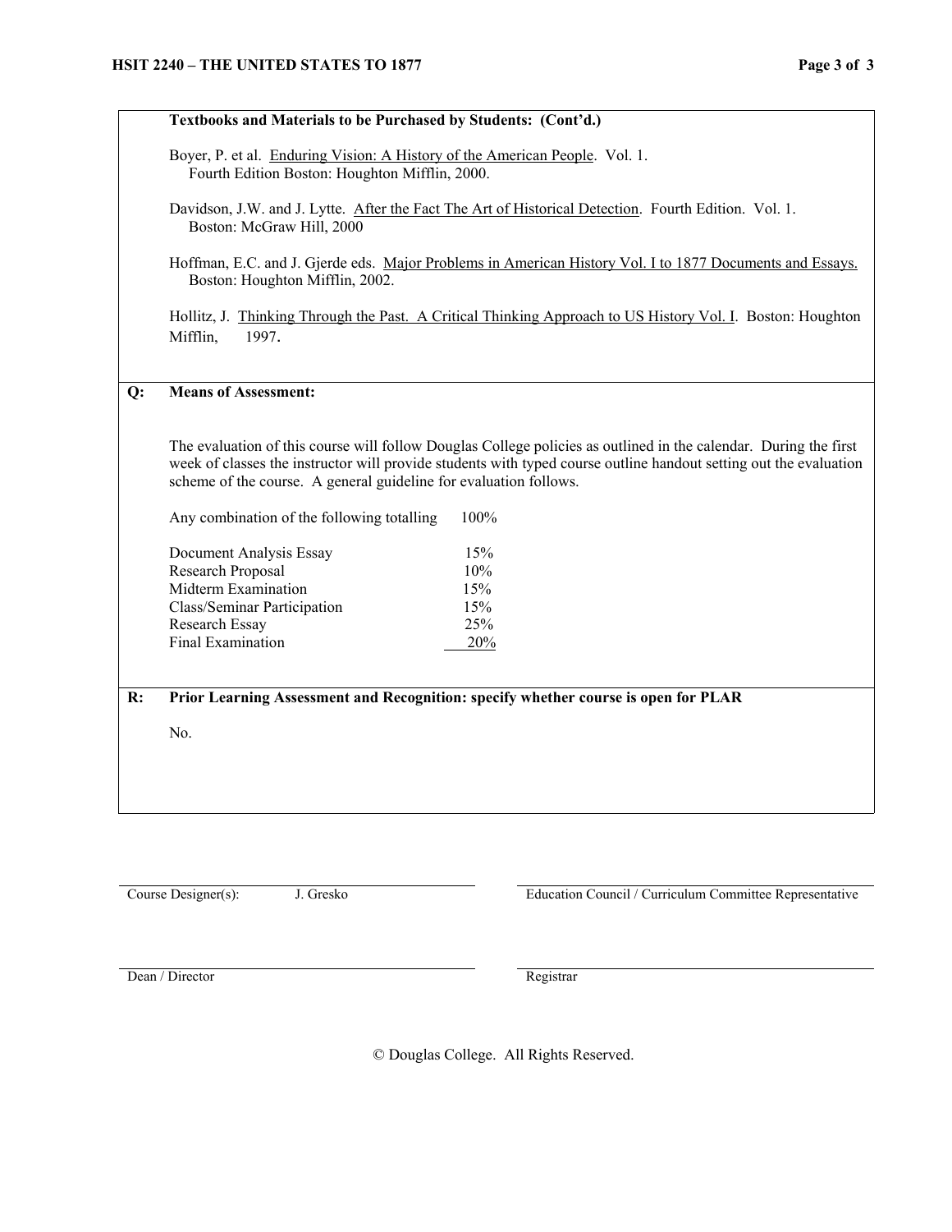**Textbooks and Materials to be Purchased by Students: (Cont'd.)**

Boyer, P. et al. Enduring Vision: A History of the American People. Vol. 1. Fourth Edition Boston: Houghton Mifflin, 2000.

Davidson, J.W. and J. Lytte. After the Fact The Art of Historical Detection. Fourth Edition. Vol. 1. Boston: McGraw Hill, 2000

Hoffman, E.C. and J. Gjerde eds. Major Problems in American History Vol. I to 1877 Documents and Essays. Boston: Houghton Mifflin, 2002.

Hollitz, J. Thinking Through the Past. A Critical Thinking Approach to US History Vol. I. Boston: Houghton Mifflin, 1997.

## Q: Means of Assessment:

The evaluation of this course will follow Douglas College policies as outlined in the calendar. During the first week of classes the instructor will provide students with typed course outline handout setting out the evaluation scheme of the course. A general guideline for evaluation follows.

Any combination of the following totalling 100%

| | |
|---|---|
| Document Analysis Essay | 15% |
| Research Proposal | 10% |
| Midterm Examination | 15% |
| Class/Seminar Participation | 15% |
| Research Essay | 25% |
| Final Examination | 20% |

## R: Prior Learning Assessment and Recognition: specify whether course is open for PLAR

No.

Course Designer(s): J. Gresko

Education Council / Curriculum Committee Representative

Dean / Director

Registrar

© Douglas College. All Rights Reserved.